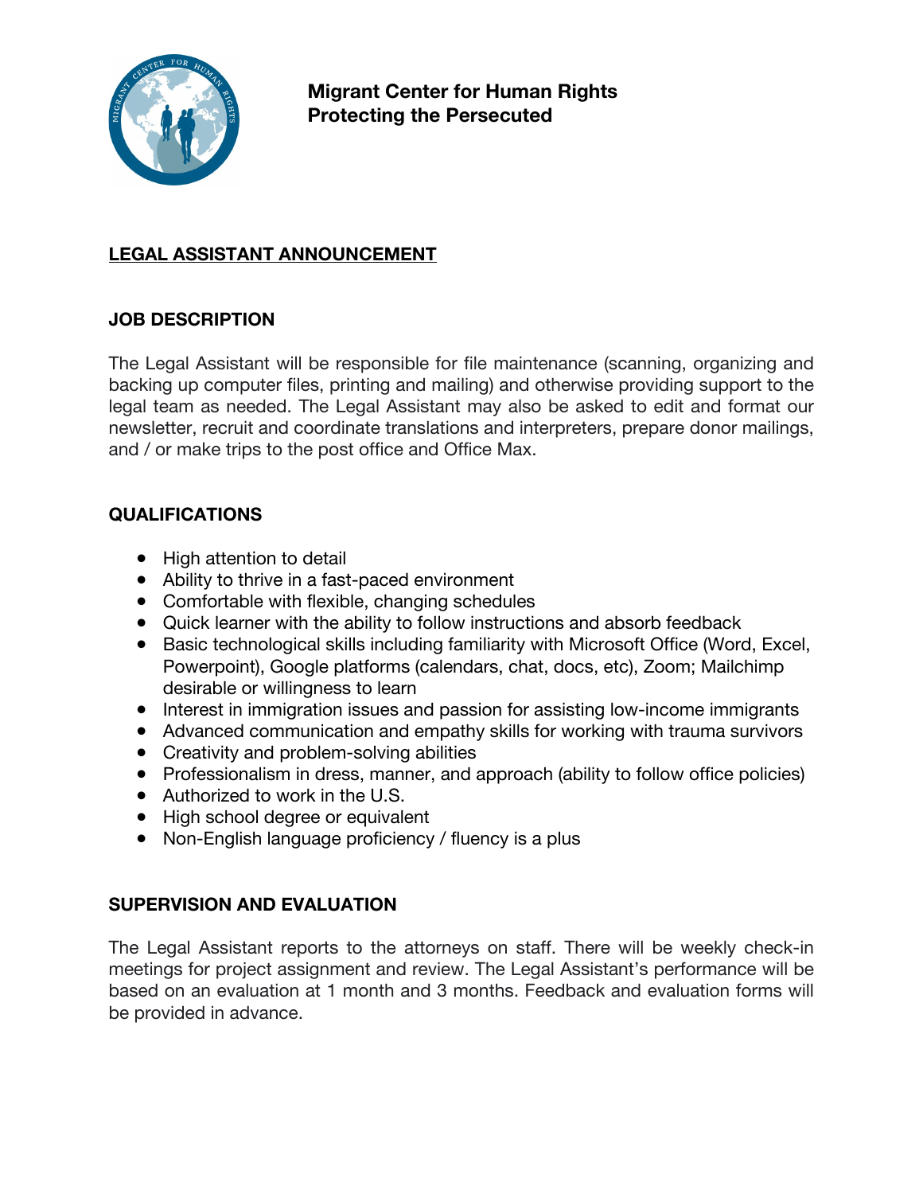**Migrant Center for Human Rights**
**Protecting the Persecuted**

# LEGAL ASSISTANT ANNOUNCEMENT

## JOB DESCRIPTION

The Legal Assistant will be responsible for file maintenance (scanning, organizing and backing up computer files, printing and mailing) and otherwise providing support to the legal team as needed. The Legal Assistant may also be asked to edit and format our newsletter, recruit and coordinate translations and interpreters, prepare donor mailings, and / or make trips to the post office and Office Max.

## QUALIFICATIONS

- High attention to detail
- Ability to thrive in a fast-paced environment
- Comfortable with flexible, changing schedules
- Quick learner with the ability to follow instructions and absorb feedback
- Basic technological skills including familiarity with Microsoft Office (Word, Excel, Powerpoint), Google platforms (calendars, chat, docs, etc), Zoom; Mailchimp desirable or willingness to learn
- Interest in immigration issues and passion for assisting low-income immigrants
- Advanced communication and empathy skills for working with trauma survivors
- Creativity and problem-solving abilities
- Professionalism in dress, manner, and approach (ability to follow office policies)
- Authorized to work in the U.S.
- High school degree or equivalent
- Non-English language proficiency / fluency is a plus

## SUPERVISION AND EVALUATION

The Legal Assistant reports to the attorneys on staff. There will be weekly check-in meetings for project assignment and review. The Legal Assistant's performance will be based on an evaluation at 1 month and 3 months. Feedback and evaluation forms will be provided in advance.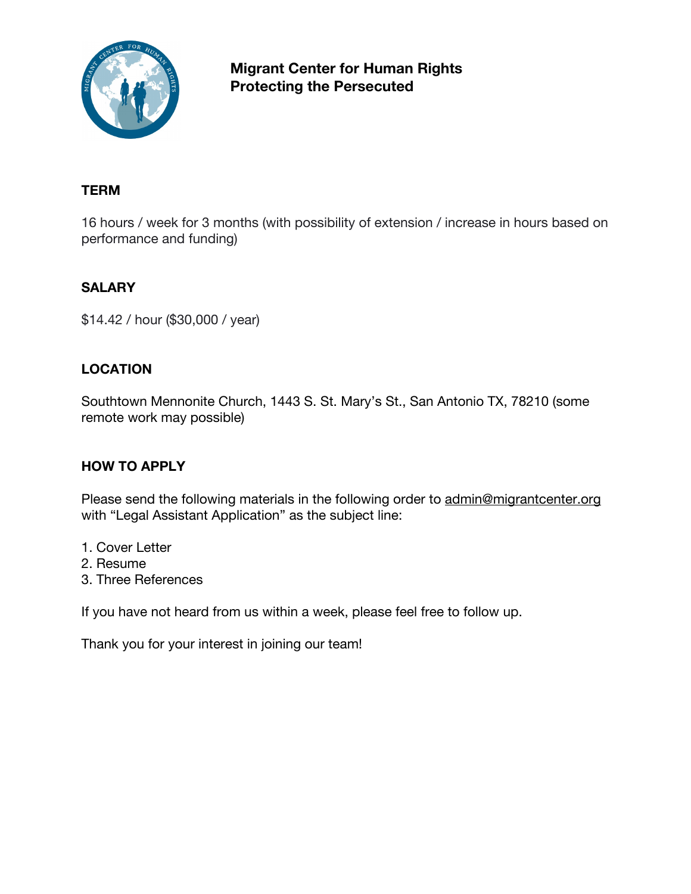**Migrant Center for Human Rights**
**Protecting the Persecuted**

### TERM

16 hours / week for 3 months (with possibility of extension / increase in hours based on performance and funding)

### SALARY

$14.42 / hour ($30,000 / year)

### LOCATION

Southtown Mennonite Church, 1443 S. St. Mary's St., San Antonio TX, 78210 (some remote work may possible)

### HOW TO APPLY

Please send the following materials in the following order to admin@migrantcenter.org with "Legal Assistant Application" as the subject line:

1. Cover Letter
2. Resume
3. Three References

If you have not heard from us within a week, please feel free to follow up.

Thank you for your interest in joining our team!